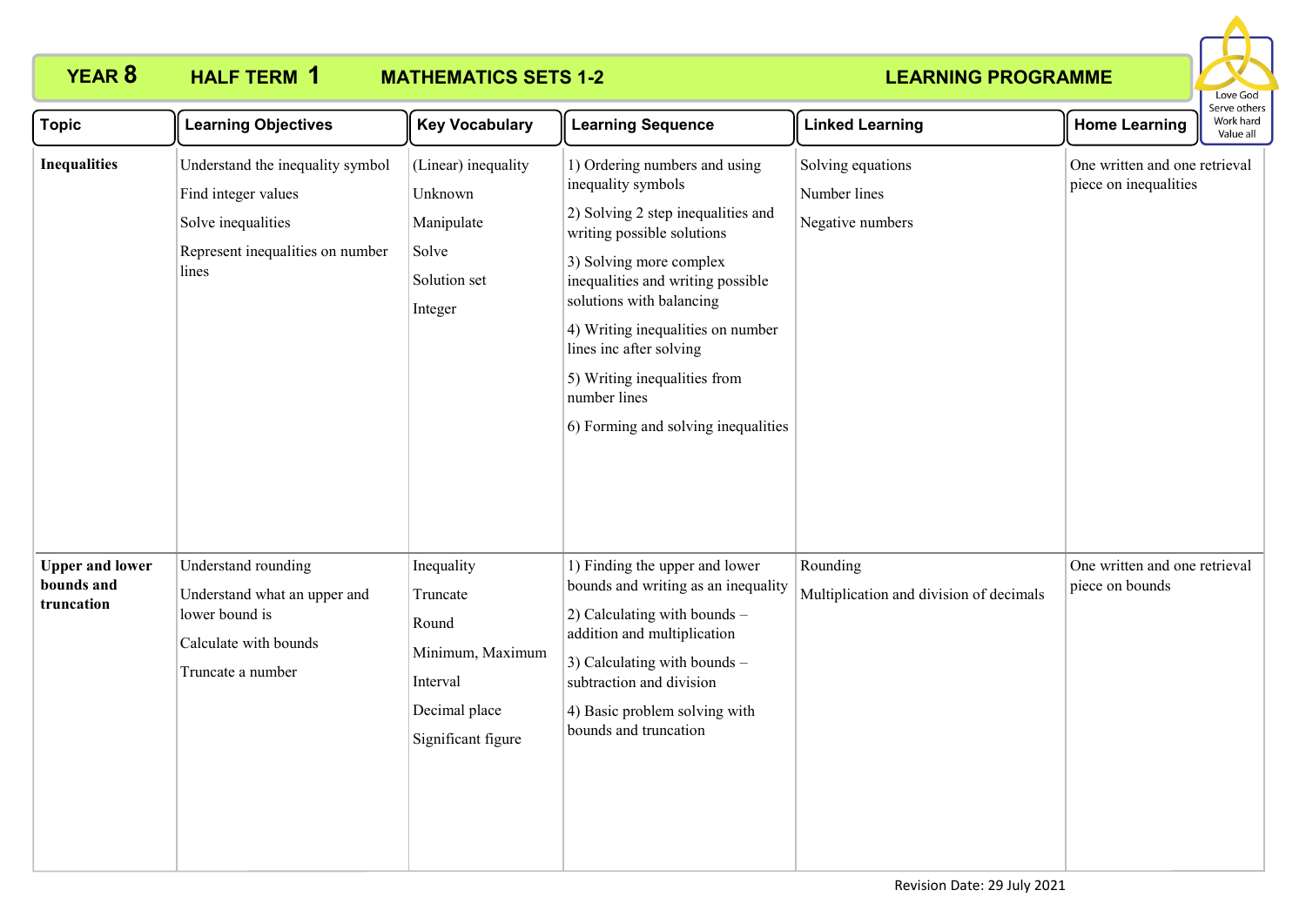# YEAR 8 HALF TERM 1 MATHEMATICS SETS 1-2 LEARNING PROGRAMME

Love God
Serve others
Work hard
Value all

| Topic | Learning Objectives | Key Vocabulary | Learning Sequence | Linked Learning | Home Learning |
|---|---|---|---|---|---|
| **Inequalities** | Understand the inequality symbol<br>Find integer values<br>Solve inequalities<br>Represent inequalities on number lines | (Linear) inequality<br>Unknown<br>Manipulate<br>Solve<br>Solution set<br>Integer | 1) Ordering numbers and using inequality symbols<br>2) Solving 2 step inequalities and writing possible solutions<br>3) Solving more complex inequalities and writing possible solutions with balancing<br>4) Writing inequalities on number lines inc after solving<br>5) Writing inequalities from number lines<br>6) Forming and solving inequalities | Solving equations<br>Number lines<br>Negative numbers | One written and one retrieval piece on inequalities |
| **Upper and lower bounds and truncation** | Understand rounding<br>Understand what an upper and lower bound is<br>Calculate with bounds<br>Truncate a number | Inequality<br>Truncate<br>Round<br>Minimum, Maximum<br>Interval<br>Decimal place<br>Significant figure | 1) Finding the upper and lower bounds and writing as an inequality<br>2) Calculating with bounds – addition and multiplication<br>3) Calculating with bounds – subtraction and division<br>4) Basic problem solving with bounds and truncation | Rounding<br>Multiplication and division of decimals | One written and one retrieval piece on bounds |

Revision Date: 29 July 2021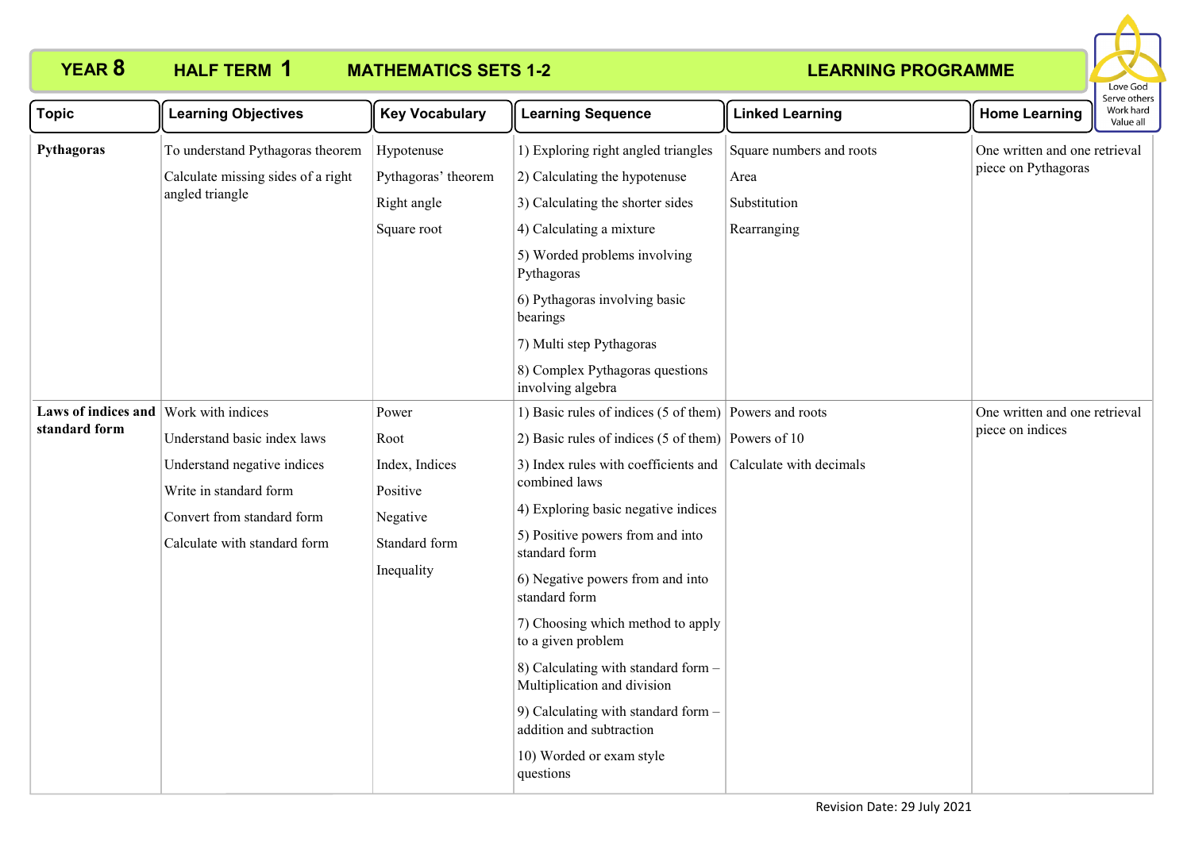**YEAR 8 HALF TERM 1 MATHEMATICS SETS 1-2 LEARNING PROGRAMME**

Love God
Serve others
Work hard
Value all

| Topic | Learning Objectives | Key Vocabulary | Learning Sequence | Linked Learning | Home Learning |
|---|---|---|---|---|---|
| **Pythagoras** | To understand Pythagoras theorem<br>Calculate missing sides of a right angled triangle | Hypotenuse<br>Pythagoras' theorem<br>Right angle<br>Square root | 1) Exploring right angled triangles<br>2) Calculating the hypotenuse<br>3) Calculating the shorter sides<br>4) Calculating a mixture<br>5) Worded problems involving Pythagoras<br>6) Pythagoras involving basic bearings<br>7) Multi step Pythagoras<br>8) Complex Pythagoras questions involving algebra | Square numbers and roots<br>Area<br>Substitution<br>Rearranging | One written and one retrieval piece on Pythagoras |
| **Laws of indices and standard form** | Work with indices<br>Understand basic index laws<br>Understand negative indices<br>Write in standard form<br>Convert from standard form<br>Calculate with standard form | Power<br>Root<br>Index, Indices<br>Positive<br>Negative<br>Standard form<br>Inequality | 1) Basic rules of indices (5 of them)<br>2) Basic rules of indices (5 of them)<br>3) Index rules with coefficients and combined laws<br>4) Exploring basic negative indices<br>5) Positive powers from and into standard form<br>6) Negative powers from and into standard form<br>7) Choosing which method to apply to a given problem<br>8) Calculating with standard form – Multiplication and division<br>9) Calculating with standard form – addition and subtraction<br>10) Worded or exam style questions | Powers and roots<br>Powers of 10<br>Calculate with decimals | One written and one retrieval piece on indices |

Revision Date: 29 July 2021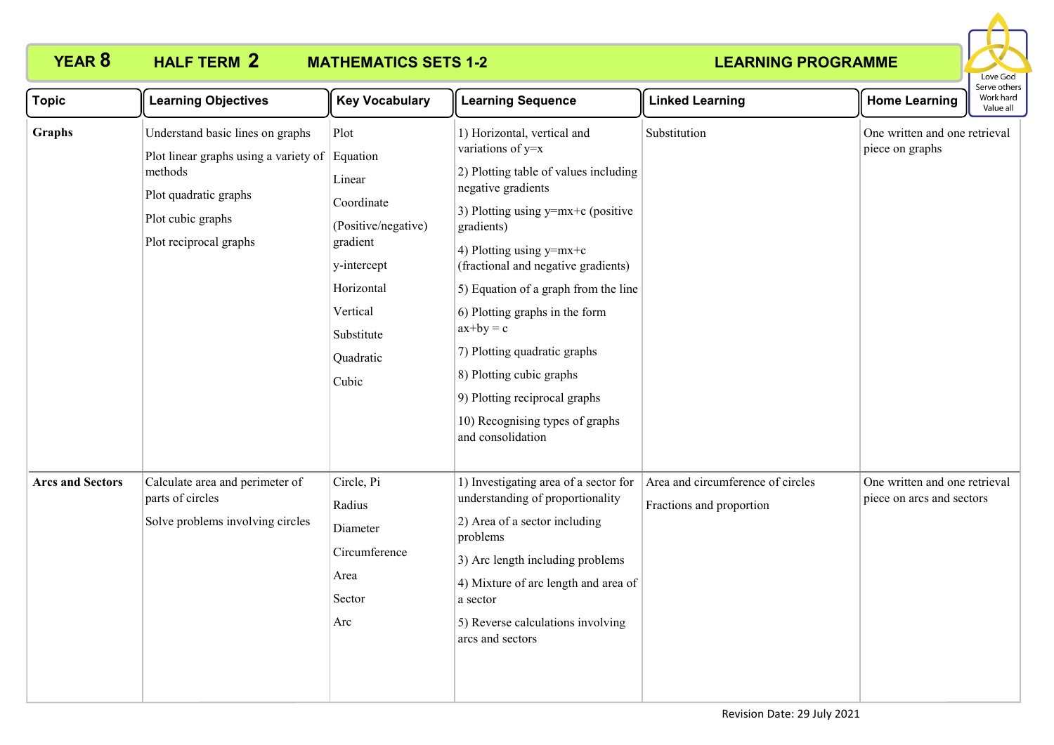# YEAR 8 HALF TERM 2 MATHEMATICS SETS 1-2 LEARNING PROGRAMME

| Topic | Learning Objectives | Key Vocabulary | Learning Sequence | Linked Learning | Home Learning |
|---|---|---|---|---|---|
| **Graphs** | Understand basic lines on graphs<br>Plot linear graphs using a variety of methods<br>Plot quadratic graphs<br>Plot cubic graphs<br>Plot reciprocal graphs | Plot<br>Equation<br>Linear<br>Coordinate<br>(Positive/negative) gradient<br>y-intercept<br>Horizontal<br>Vertical<br>Substitute<br>Quadratic<br>Cubic | 1) Horizontal, vertical and variations of $y=x$<br>2) Plotting table of values including negative gradients<br>3) Plotting using $y=mx+c$ (positive gradients)<br>4) Plotting using $y=mx+c$ (fractional and negative gradients)<br>5) Equation of a graph from the line<br>6) Plotting graphs in the form $ax+by = c$<br>7) Plotting quadratic graphs<br>8) Plotting cubic graphs<br>9) Plotting reciprocal graphs<br>10) Recognising types of graphs and consolidation | Substitution | One written and one retrieval piece on graphs |
| **Arcs and Sectors** | Calculate area and perimeter of parts of circles<br>Solve problems involving circles | Circle, Pi<br>Radius<br>Diameter<br>Circumference<br>Area<br>Sector<br>Arc | 1) Investigating area of a sector for understanding of proportionality<br>2) Area of a sector including problems<br>3) Arc length including problems<br>4) Mixture of arc length and area of a sector<br>5) Reverse calculations involving arcs and sectors | Area and circumference of circles<br>Fractions and proportion | One written and one retrieval piece on arcs and sectors |

Revision Date: 29 July 2021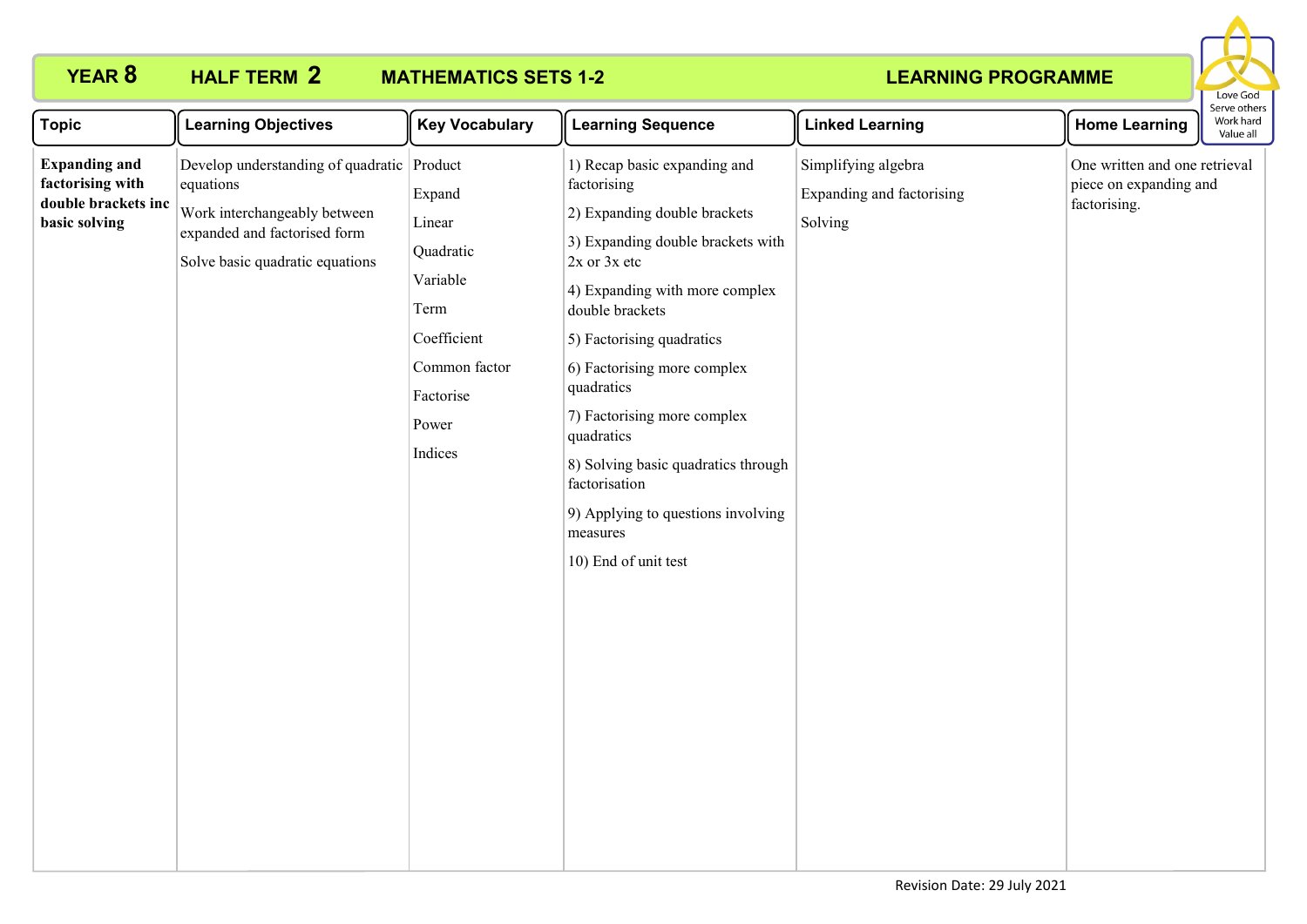# YEAR 8 HALF TERM 2 MATHEMATICS SETS 1-2 LEARNING PROGRAMME

Love God
Serve others
Work hard
Value all

| Topic | Learning Objectives | Key Vocabulary | Learning Sequence | Linked Learning | Home Learning |
|---|---|---|---|---|---|
| **Expanding and factorising with double brackets inc basic solving** | Develop understanding of quadratic equations<br><br>Work interchangeably between expanded and factorised form<br><br>Solve basic quadratic equations | Product<br><br>Expand<br><br>Linear<br><br>Quadratic<br><br>Variable<br><br>Term<br><br>Coefficient<br><br>Common factor<br><br>Factorise<br><br>Power<br><br>Indices | 1) Recap basic expanding and factorising<br><br>2) Expanding double brackets<br><br>3) Expanding double brackets with 2x or 3x etc<br><br>4) Expanding with more complex double brackets<br><br>5) Factorising quadratics<br><br>6) Factorising more complex quadratics<br><br>7) Factorising more complex quadratics<br><br>8) Solving basic quadratics through factorisation<br><br>9) Applying to questions involving measures<br><br>10) End of unit test | Simplifying algebra<br><br>Expanding and factorising<br><br>Solving | One written and one retrieval piece on expanding and factorising. |

Revision Date: 29 July 2021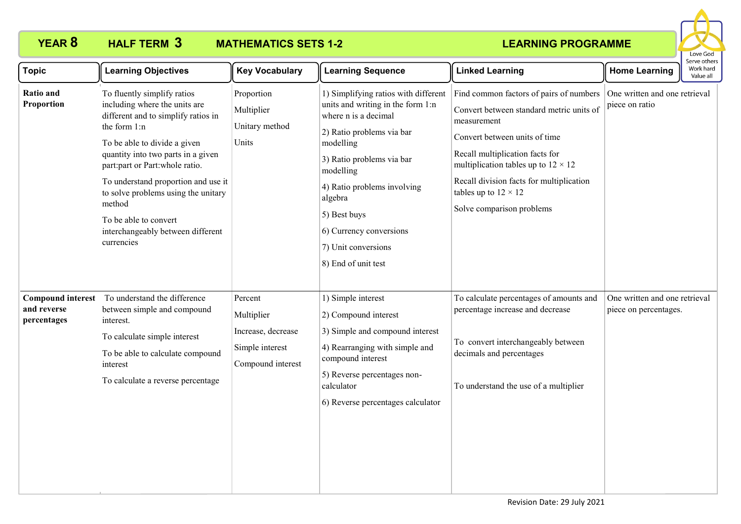# YEAR 8 HALF TERM 3 MATHEMATICS SETS 1-2 LEARNING PROGRAMME

| Topic | Learning Objectives | Key Vocabulary | Learning Sequence | Linked Learning | Home Learning |
|---|---|---|---|---|---|
| **Ratio and Proportion** | To fluently simplify ratios including where the units are different and to simplify ratios in the form 1:n<br><br>To be able to divide a given quantity into two parts in a given part:part or Part:whole ratio.<br><br>To understand proportion and use it to solve problems using the unitary method<br><br>To be able to convert interchangeably between different currencies | Proportion<br><br>Multiplier<br><br>Unitary method<br><br>Units | 1) Simplifying ratios with different units and writing in the form 1:n where n is a decimal<br><br>2) Ratio problems via bar modelling<br><br>3) Ratio problems via bar modelling<br><br>4) Ratio problems involving algebra<br><br>5) Best buys<br><br>6) Currency conversions<br><br>7) Unit conversions<br><br>8) End of unit test | Find common factors of pairs of numbers<br><br>Convert between standard metric units of measurement<br><br>Convert between units of time<br><br>Recall multiplication facts for multiplication tables up to $12 \times 12$<br><br>Recall division facts for multiplication tables up to $12 \times 12$<br><br>Solve comparison problems | One written and one retrieval piece on ratio |
| **Compound interest and reverse percentages** | To understand the difference between simple and compound interest.<br><br>To calculate simple interest<br><br>To be able to calculate compound interest<br><br>To calculate a reverse percentage | Percent<br><br>Multiplier<br><br>Increase, decrease<br><br>Simple interest<br><br>Compound interest | 1) Simple interest<br><br>2) Compound interest<br><br>3) Simple and compound interest<br><br>4) Rearranging with simple and compound interest<br><br>5) Reverse percentages non-calculator<br><br>6) Reverse percentages calculator | To calculate percentages of amounts and percentage increase and decrease<br><br>To convert interchangeably between decimals and percentages<br><br>To understand the use of a multiplier | One written and one retrieval piece on percentages. |

Revision Date: 29 July 2021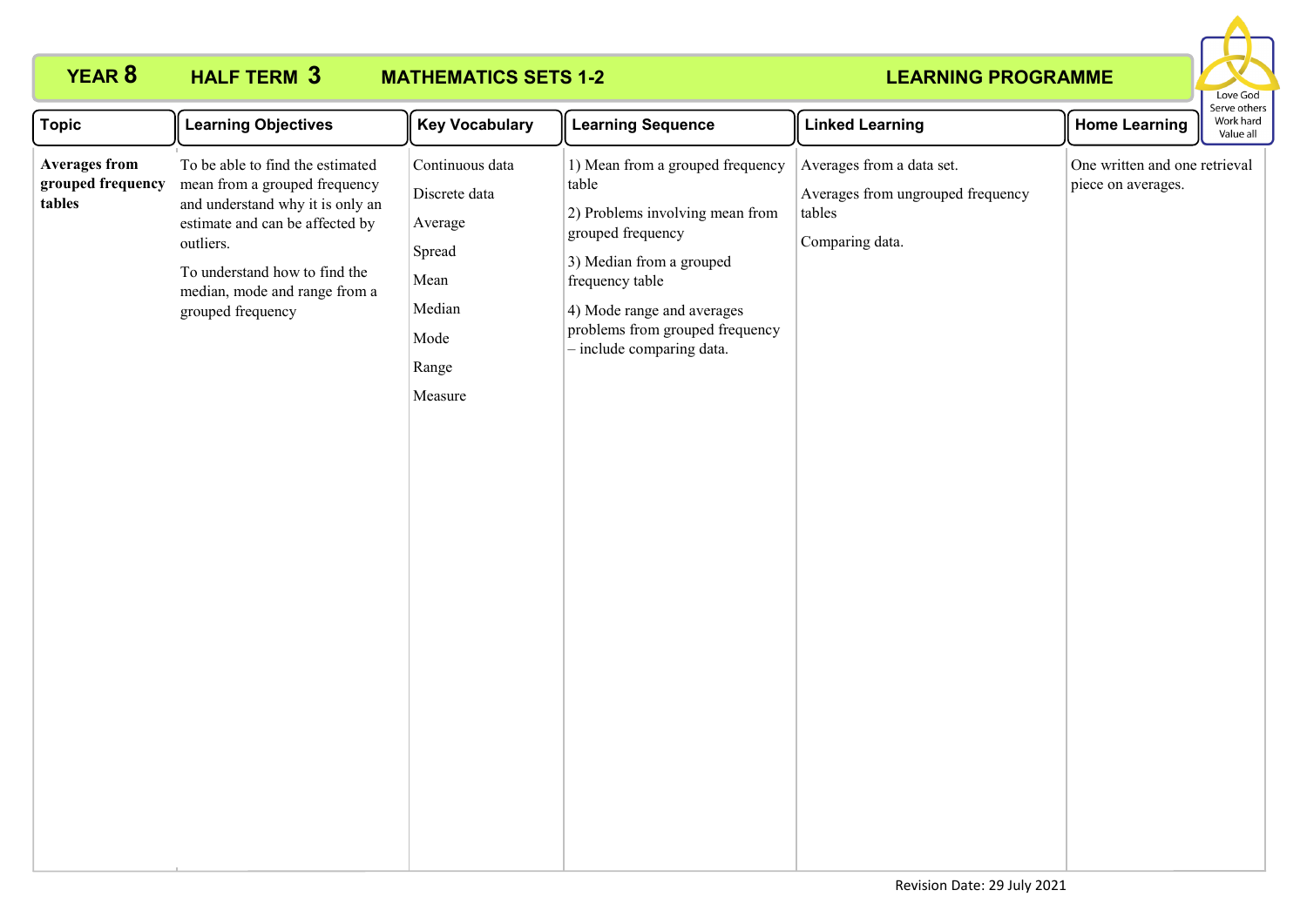**YEAR 8 HALF TERM 3 MATHEMATICS SETS 1-2 LEARNING PROGRAMME**

Love God
Serve others
Work hard
Value all

| Topic | Learning Objectives | Key Vocabulary | Learning Sequence | Linked Learning | Home Learning |
|---|---|---|---|---|---|
| **Averages from grouped frequency tables** | To be able to find the estimated mean from a grouped frequency and understand why it is only an estimate and can be affected by outliers.<br><br>To understand how to find the median, mode and range from a grouped frequency | Continuous data<br><br>Discrete data<br><br>Average<br><br>Spread<br><br>Mean<br><br>Median<br><br>Mode<br><br>Range<br><br>Measure | 1) Mean from a grouped frequency table<br><br>2) Problems involving mean from grouped frequency<br><br>3) Median from a grouped frequency table<br><br>4) Mode range and averages problems from grouped frequency – include comparing data. | Averages from a data set.<br><br>Averages from ungrouped frequency tables<br><br>Comparing data. | One written and one retrieval piece on averages. |

Revision Date: 29 July 2021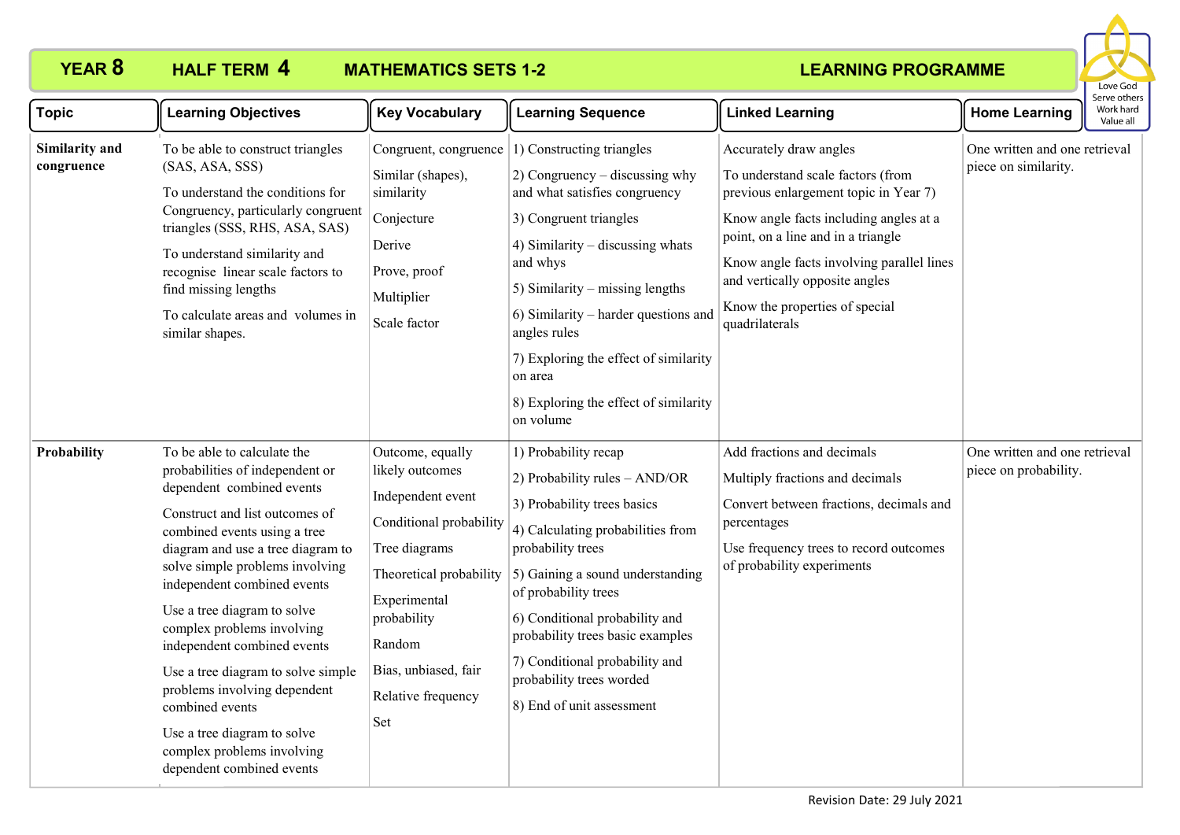**YEAR 8 HALF TERM 4 MATHEMATICS SETS 1-2 LEARNING PROGRAMME**

Love God
Serve others
Work hard
Value all

| Topic | Learning Objectives | Key Vocabulary | Learning Sequence | Linked Learning | Home Learning |
|---|---|---|---|---|---|
| **Similarity and congruence** | To be able to construct triangles (SAS, ASA, SSS)<br><br>To understand the conditions for Congruency, particularly congruent triangles (SSS, RHS, ASA, SAS)<br><br>To understand similarity and recognise linear scale factors to find missing lengths<br><br>To calculate areas and volumes in similar shapes. | Congruent, congruence<br><br>Similar (shapes), similarity<br><br>Conjecture<br><br>Derive<br><br>Prove, proof<br><br>Multiplier<br><br>Scale factor | 1) Constructing triangles<br><br>2) Congruency – discussing why and what satisfies congruency<br><br>3) Congruent triangles<br><br>4) Similarity – discussing whats and whys<br><br>5) Similarity – missing lengths<br><br>6) Similarity – harder questions and angles rules<br><br>7) Exploring the effect of similarity on area<br><br>8) Exploring the effect of similarity on volume | Accurately draw angles<br><br>To understand scale factors (from previous enlargement topic in Year 7)<br><br>Know angle facts including angles at a point, on a line and in a triangle<br><br>Know angle facts involving parallel lines and vertically opposite angles<br><br>Know the properties of special quadrilaterals | One written and one retrieval piece on similarity. |
| **Probability** | To be able to calculate the probabilities of independent or dependent combined events<br><br>Construct and list outcomes of combined events using a tree diagram and use a tree diagram to solve simple problems involving independent combined events<br><br>Use a tree diagram to solve complex problems involving independent combined events<br><br>Use a tree diagram to solve simple problems involving dependent combined events<br><br>Use a tree diagram to solve complex problems involving dependent combined events | Outcome, equally likely outcomes<br><br>Independent event<br><br>Conditional probability<br><br>Tree diagrams<br><br>Theoretical probability<br><br>Experimental probability<br><br>Random<br><br>Bias, unbiased, fair<br><br>Relative frequency<br><br>Set | 1) Probability recap<br><br>2) Probability rules – AND/OR<br><br>3) Probability trees basics<br><br>4) Calculating probabilities from probability trees<br><br>5) Gaining a sound understanding of probability trees<br><br>6) Conditional probability and probability trees basic examples<br><br>7) Conditional probability and probability trees worded<br><br>8) End of unit assessment | Add fractions and decimals<br><br>Multiply fractions and decimals<br><br>Convert between fractions, decimals and percentages<br><br>Use frequency trees to record outcomes of probability experiments | One written and one retrieval piece on probability. |

Revision Date: 29 July 2021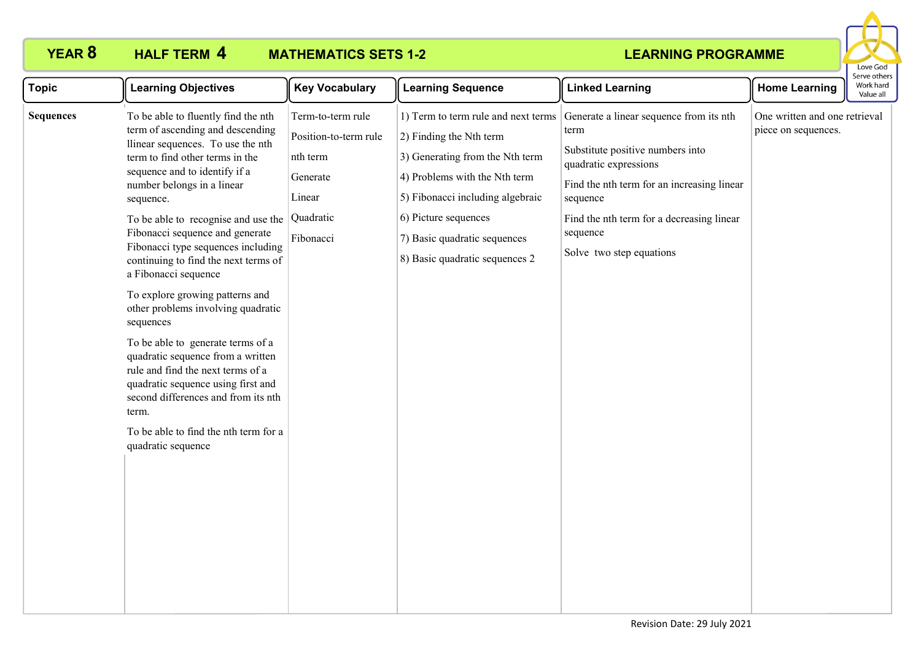**YEAR 8** **HALF TERM 4** **MATHEMATICS SETS 1-2** **LEARNING PROGRAMME**

Love God
Serve others
Work hard
Value all

| Topic | Learning Objectives | Key Vocabulary | Learning Sequence | Linked Learning | Home Learning |
|---|---|---|---|---|---|
| **Sequences** | To be able to fluently find the nth term of ascending and descending llinear sequences. To use the nth term to find other terms in the sequence and to identify if a number belongs in a linear sequence.<br><br>To be able to recognise and use the Fibonacci sequence and generate Fibonacci type sequences including continuing to find the next terms of a Fibonacci sequence<br><br>To explore growing patterns and other problems involving quadratic sequences<br><br>To be able to generate terms of a quadratic sequence from a written rule and find the next terms of a quadratic sequence using first and second differences and from its nth term.<br><br>To be able to find the nth term for a quadratic sequence | Term-to-term rule<br><br>Position-to-term rule<br><br>nth term<br><br>Generate<br><br>Linear<br><br>Quadratic<br><br>Fibonacci | 1) Term to term rule and next terms<br><br>2) Finding the Nth term<br><br>3) Generating from the Nth term<br><br>4) Problems with the Nth term<br><br>5) Fibonacci including algebraic<br><br>6) Picture sequences<br><br>7) Basic quadratic sequences<br><br>8) Basic quadratic sequences 2 | Generate a linear sequence from its nth term<br><br>Substitute positive numbers into quadratic expressions<br><br>Find the nth term for an increasing linear sequence<br><br>Find the nth term for a decreasing linear sequence<br><br>Solve two step equations | One written and one retrieval piece on sequences. |

Revision Date: 29 July 2021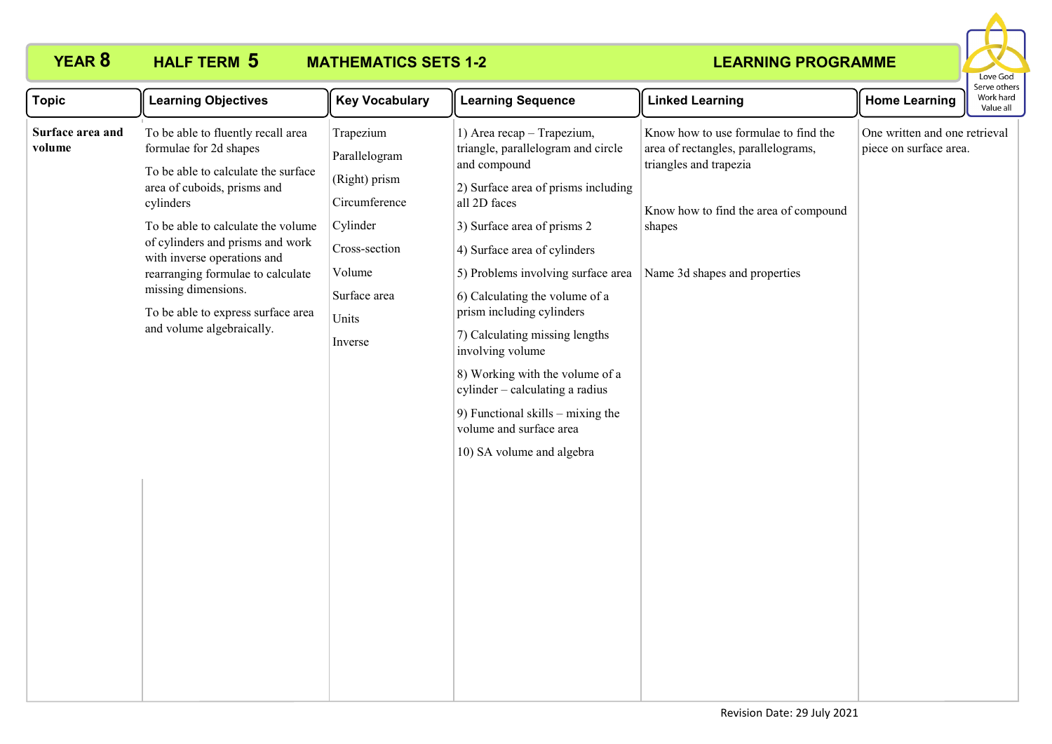**YEAR 8** **HALF TERM 5** **MATHEMATICS SETS 1-2** **LEARNING PROGRAMME**

Love God
Serve others
Work hard
Value all

| Topic | Learning Objectives | Key Vocabulary | Learning Sequence | Linked Learning | Home Learning |
|---|---|---|---|---|---|
| **Surface area and volume** | To be able to fluently recall area formulae for 2d shapes<br><br>To be able to calculate the surface area of cuboids, prisms and cylinders<br><br>To be able to calculate the volume of cylinders and prisms and work with inverse operations and rearranging formulae to calculate missing dimensions.<br><br>To be able to express surface area and volume algebraically. | Trapezium<br>Parallelogram<br>(Right) prism<br>Circumference<br>Cylinder<br>Cross-section<br>Volume<br>Surface area<br>Units<br>Inverse | 1) Area recap – Trapezium, triangle, parallelogram and circle and compound<br>2) Surface area of prisms including all 2D faces<br>3) Surface area of prisms 2<br>4) Surface area of cylinders<br>5) Problems involving surface area<br>6) Calculating the volume of a prism including cylinders<br>7) Calculating missing lengths involving volume<br>8) Working with the volume of a cylinder – calculating a radius<br>9) Functional skills – mixing the volume and surface area<br>10) SA volume and algebra | Know how to use formulae to find the area of rectangles, parallelograms, triangles and trapezia<br><br>Know how to find the area of compound shapes<br><br>Name 3d shapes and properties | One written and one retrieval piece on surface area. |

Revision Date: 29 July 2021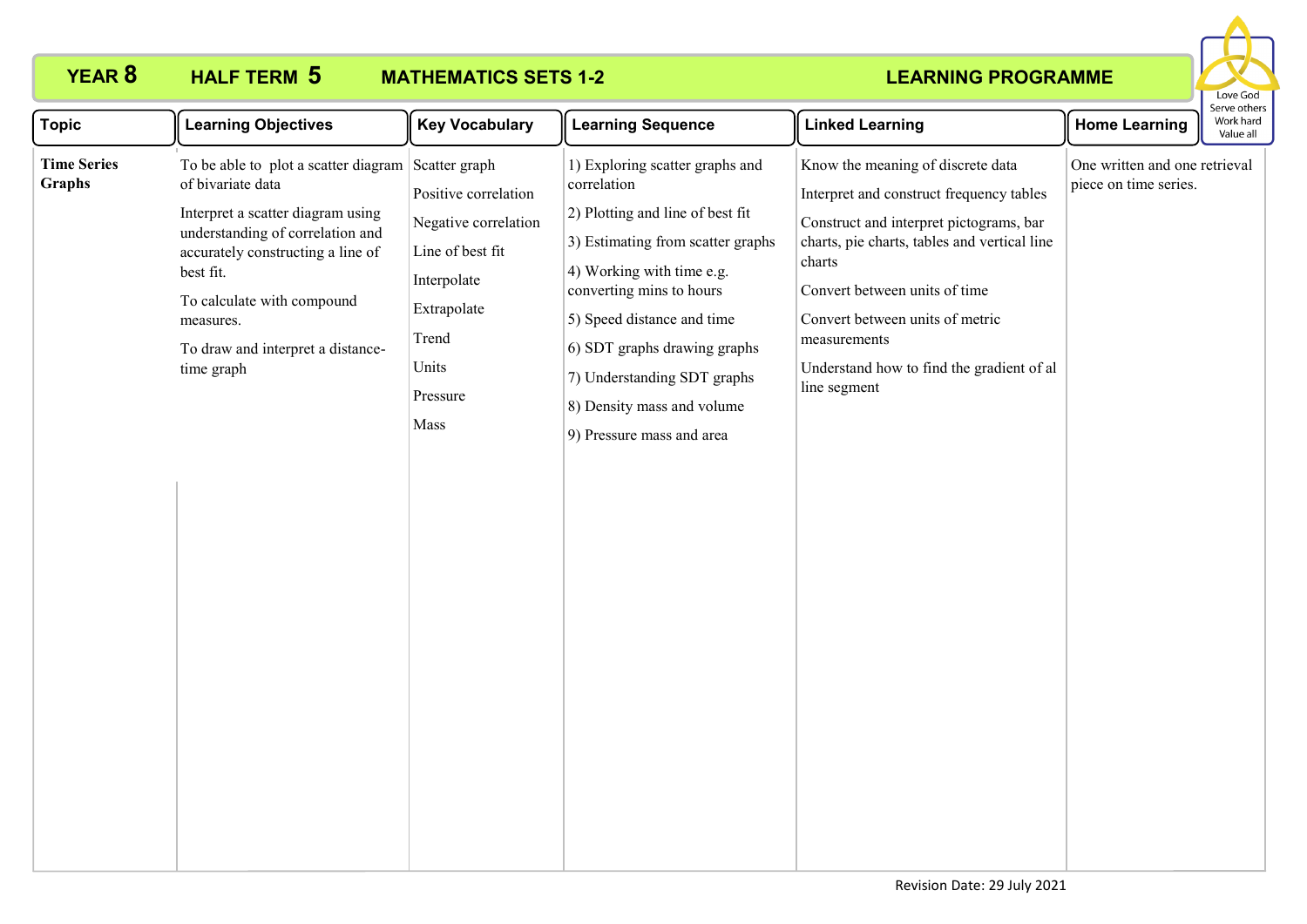**YEAR 8** **HALF TERM 5** **MATHEMATICS SETS 1-2** **LEARNING PROGRAMME**

Love God
Serve others
Work hard
Value all

| Topic | Learning Objectives | Key Vocabulary | Learning Sequence | Linked Learning | Home Learning |
|---|---|---|---|---|---|
| **Time Series Graphs** | To be able to plot a scatter diagram of bivariate data<br><br>Interpret a scatter diagram using understanding of correlation and accurately constructing a line of best fit.<br><br>To calculate with compound measures.<br><br>To draw and interpret a distance-time graph | Scatter graph<br><br>Positive correlation<br><br>Negative correlation<br><br>Line of best fit<br><br>Interpolate<br><br>Extrapolate<br><br>Trend<br><br>Units<br><br>Pressure<br><br>Mass | 1) Exploring scatter graphs and correlation<br><br>2) Plotting and line of best fit<br><br>3) Estimating from scatter graphs<br><br>4) Working with time e.g. converting mins to hours<br><br>5) Speed distance and time<br><br>6) SDT graphs drawing graphs<br><br>7) Understanding SDT graphs<br><br>8) Density mass and volume<br><br>9) Pressure mass and area | Know the meaning of discrete data<br><br>Interpret and construct frequency tables<br><br>Construct and interpret pictograms, bar charts, pie charts, tables and vertical line charts<br><br>Convert between units of time<br><br>Convert between units of metric measurements<br><br>Understand how to find the gradient of al line segment | One written and one retrieval piece on time series. |

Revision Date: 29 July 2021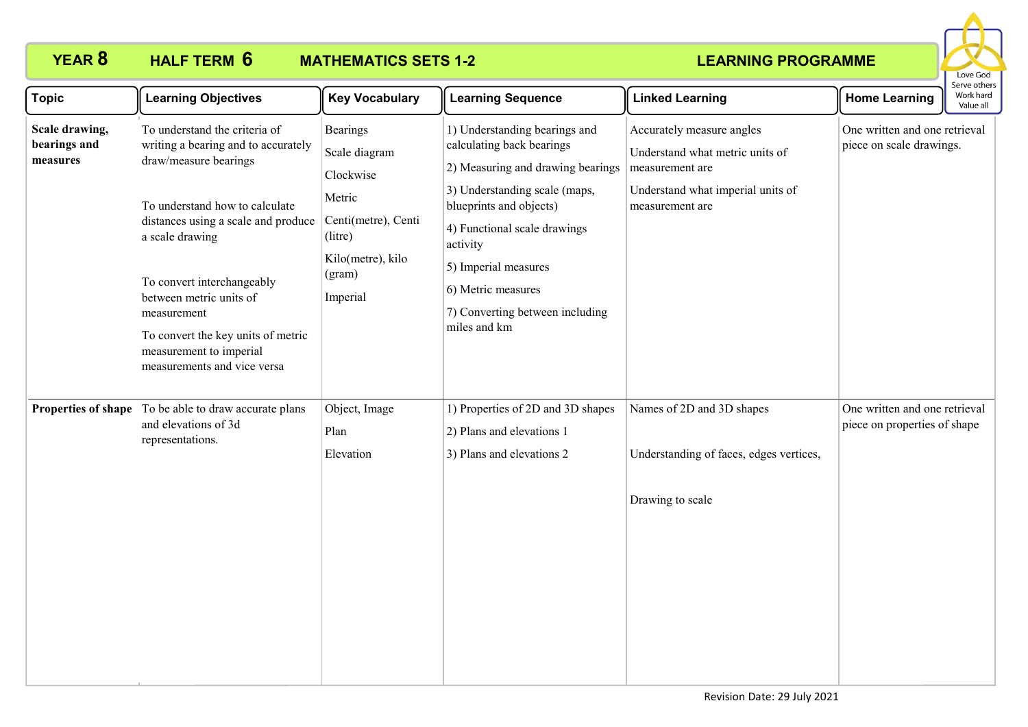# YEAR 8 HALF TERM 6 MATHEMATICS SETS 1-2 LEARNING PROGRAMME

Love God
Serve others
Work hard
Value all

| Topic | Learning Objectives | Key Vocabulary | Learning Sequence | Linked Learning | Home Learning |
|---|---|---|---|---|---|
| **Scale drawing, bearings and measures** | To understand the criteria of writing a bearing and to accurately draw/measure bearings<br><br>To understand how to calculate distances using a scale and produce a scale drawing<br><br>To convert interchangeably between metric units of measurement<br><br>To convert the key units of metric measurement to imperial measurements and vice versa | Bearings<br><br>Scale diagram<br><br>Clockwise<br><br>Metric<br><br>Centi(metre), Centi (litre)<br><br>Kilo(metre), kilo (gram)<br><br>Imperial | 1) Understanding bearings and calculating back bearings<br><br>2) Measuring and drawing bearings<br><br>3) Understanding scale (maps, blueprints and objects)<br><br>4) Functional scale drawings activity<br><br>5) Imperial measures<br><br>6) Metric measures<br><br>7) Converting between including miles and km | Accurately measure angles<br><br>Understand what metric units of measurement are<br><br>Understand what imperial units of measurement are | One written and one retrieval piece on scale drawings. |
| **Properties of shape** | To be able to draw accurate plans and elevations of 3d representations. | Object, Image<br><br>Plan<br><br>Elevation | 1) Properties of 2D and 3D shapes<br><br>2) Plans and elevations 1<br><br>3) Plans and elevations 2 | Names of 2D and 3D shapes<br><br>Understanding of faces, edges vertices,<br><br>Drawing to scale | One written and one retrieval piece on properties of shape |

Revision Date: 29 July 2021